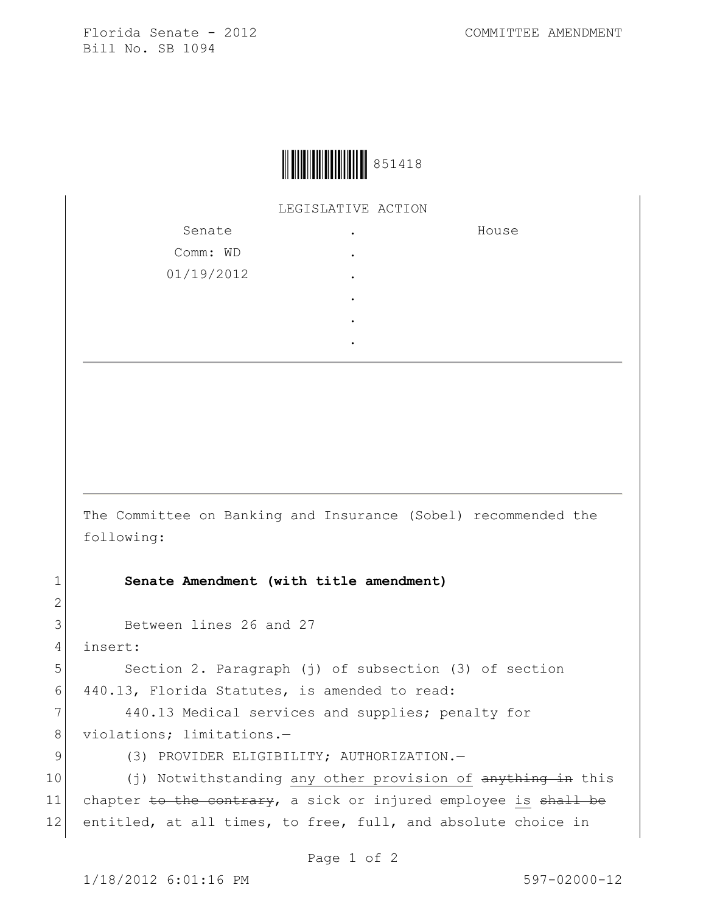LEGISLATIVE ACTION

| Senate | . | House |
|---|---|---|
| Comm: WD | . | |
| 01/19/2012 | . | |
| | . | |
| | . | |
| | . | |

The Committee on Banking and Insurance (Sobel) recommended the following:

**Senate Amendment (with title amendment)**

Between lines 26 and 27

insert:

Section 2. Paragraph (j) of subsection (3) of section 440.13, Florida Statutes, is amended to read:

440.13 Medical services and supplies; penalty for violations; limitations.—

(3) PROVIDER ELIGIBILITY; AUTHORIZATION.—

(j) Notwithstanding <u>any other provision of</u> ~~anything in~~ this chapter ~~to the contrary~~, a sick or injured employee <u>is</u> ~~shall be~~ entitled, at all times, to free, full, and absolute choice in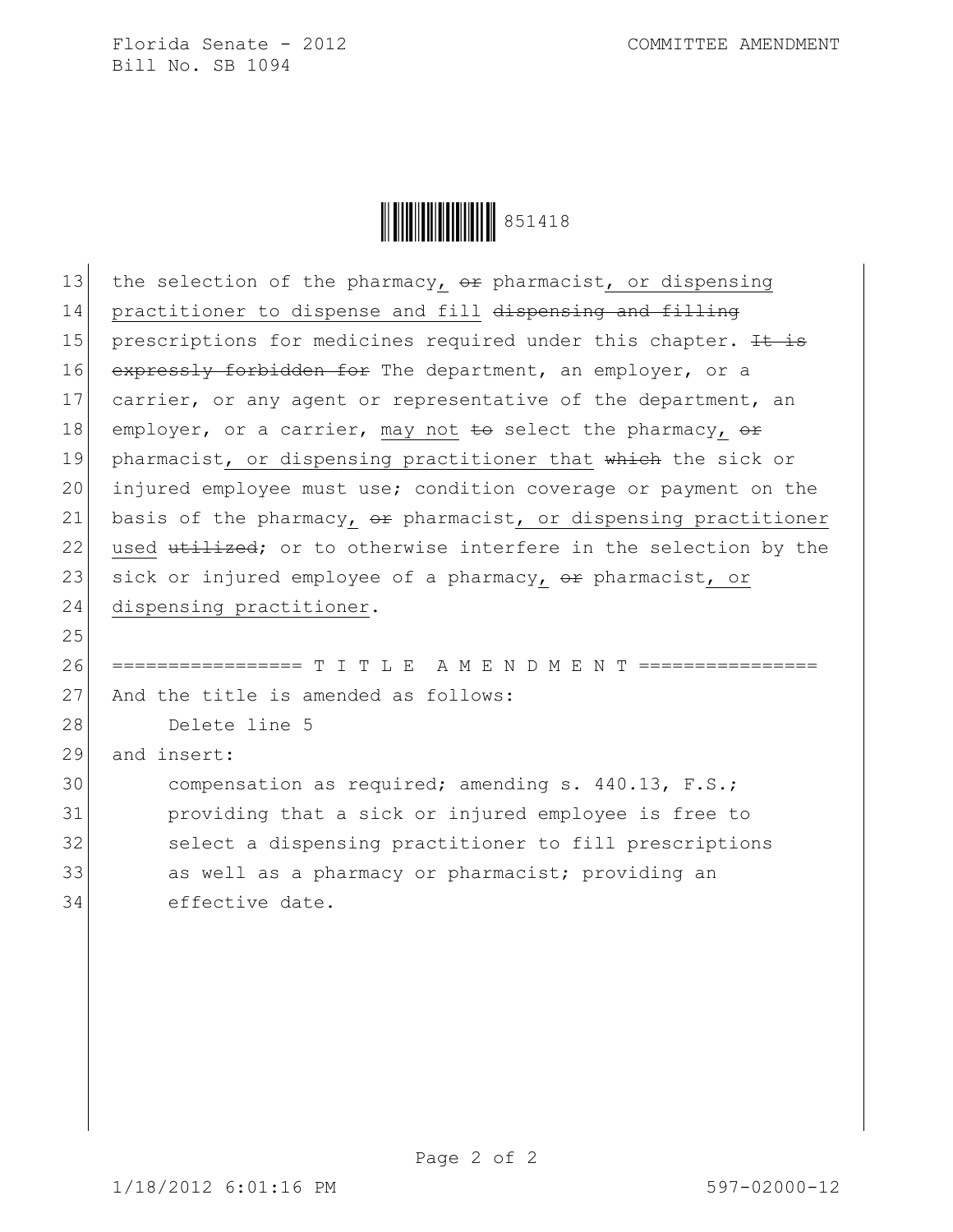the selection of the pharmacy, ~~or~~ pharmacist, or dispensing practitioner to dispense and fill ~~dispensing and filling~~ prescriptions for medicines required under this chapter. ~~It is expressly forbidden for~~ The department, an employer, or a carrier, or any agent or representative of the department, an employer, or a carrier, may not ~~to~~ select the pharmacy, ~~or~~ pharmacist, or dispensing practitioner that ~~which~~ the sick or injured employee must use; condition coverage or payment on the basis of the pharmacy, ~~or~~ pharmacist, or dispensing practitioner used ~~utilized~~; or to otherwise interfere in the selection by the sick or injured employee of a pharmacy, ~~or~~ pharmacist, or dispensing practitioner.

================= T I T L E A M E N D M E N T ================

And the title is amended as follows:

Delete line 5

and insert:

compensation as required; amending s. 440.13, F.S.; providing that a sick or injured employee is free to select a dispensing practitioner to fill prescriptions as well as a pharmacy or pharmacist; providing an effective date.